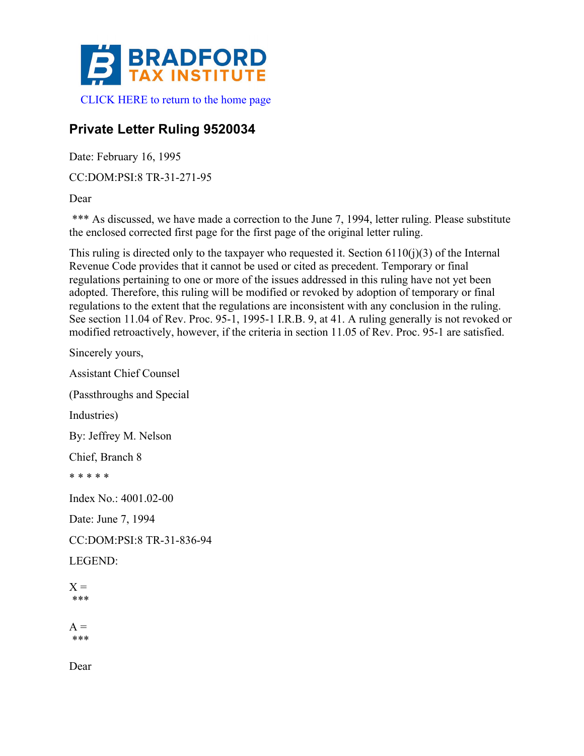CLICK HERE to return to the home page

## Private Letter Ruling 9520034

Date: February 16, 1995

CC:DOM:PSI:8 TR-31-271-95

Dear

*** As discussed, we have made a correction to the June 7, 1994, letter ruling. Please substitute the enclosed corrected first page for the first page of the original letter ruling.

This ruling is directed only to the taxpayer who requested it. Section 6110(j)(3) of the Internal Revenue Code provides that it cannot be used or cited as precedent. Temporary or final regulations pertaining to one or more of the issues addressed in this ruling have not yet been adopted. Therefore, this ruling will be modified or revoked by adoption of temporary or final regulations to the extent that the regulations are inconsistent with any conclusion in the ruling. See section 11.04 of Rev. Proc. 95-1, 1995-1 I.R.B. 9, at 41. A ruling generally is not revoked or modified retroactively, however, if the criteria in section 11.05 of Rev. Proc. 95-1 are satisfied.

Sincerely yours,

Assistant Chief Counsel

(Passthroughs and Special

Industries)

By: Jeffrey M. Nelson

Chief, Branch 8

* * * * *

Index No.: 4001.02-00

Date: June 7, 1994

CC:DOM:PSI:8 TR-31-836-94

LEGEND:

X =
***

A =
***

Dear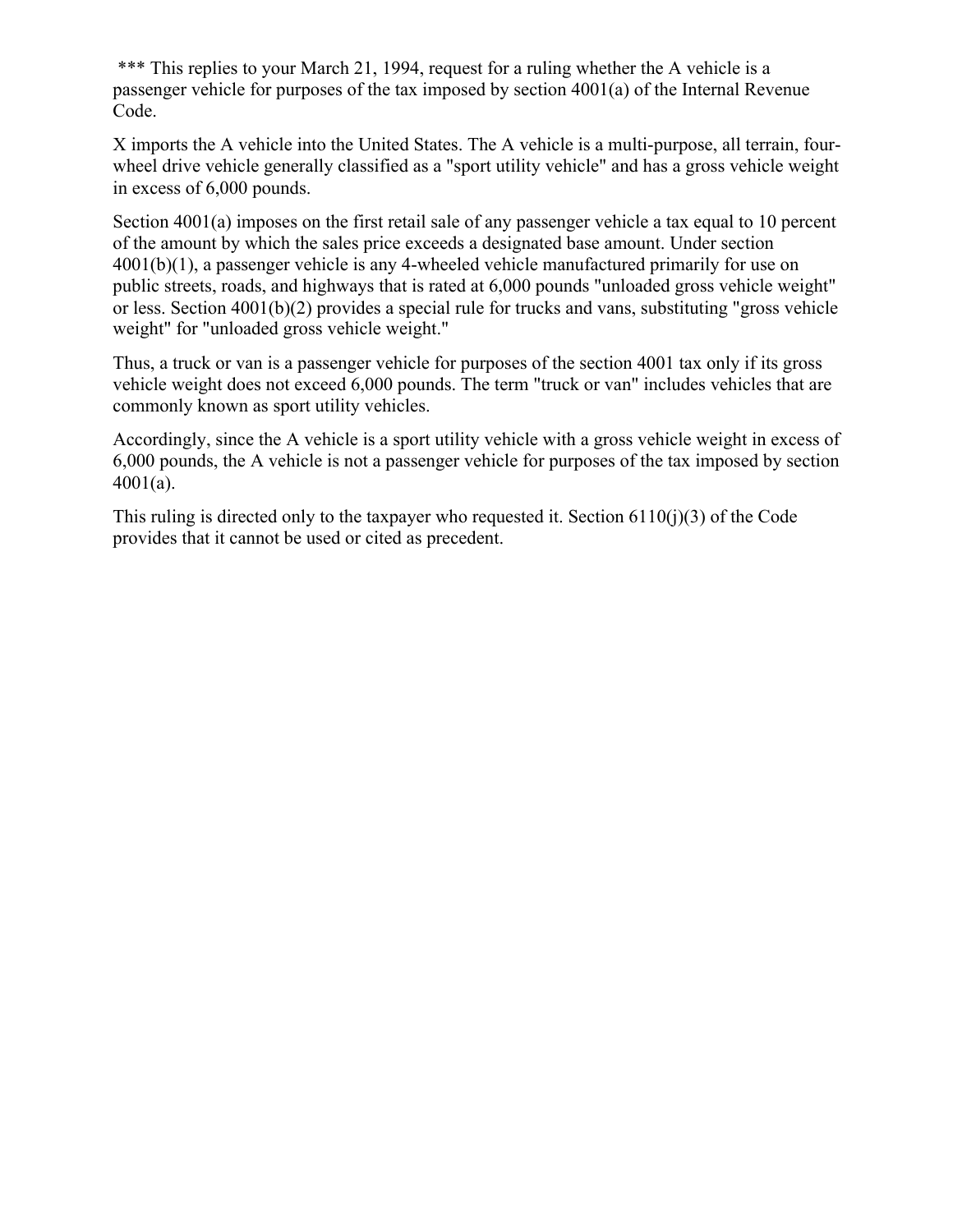*** This replies to your March 21, 1994, request for a ruling whether the A vehicle is a passenger vehicle for purposes of the tax imposed by section 4001(a) of the Internal Revenue Code.

X imports the A vehicle into the United States. The A vehicle is a multi-purpose, all terrain, four-wheel drive vehicle generally classified as a "sport utility vehicle" and has a gross vehicle weight in excess of 6,000 pounds.

Section 4001(a) imposes on the first retail sale of any passenger vehicle a tax equal to 10 percent of the amount by which the sales price exceeds a designated base amount. Under section 4001(b)(1), a passenger vehicle is any 4-wheeled vehicle manufactured primarily for use on public streets, roads, and highways that is rated at 6,000 pounds "unloaded gross vehicle weight" or less. Section 4001(b)(2) provides a special rule for trucks and vans, substituting "gross vehicle weight" for "unloaded gross vehicle weight."

Thus, a truck or van is a passenger vehicle for purposes of the section 4001 tax only if its gross vehicle weight does not exceed 6,000 pounds. The term "truck or van" includes vehicles that are commonly known as sport utility vehicles.

Accordingly, since the A vehicle is a sport utility vehicle with a gross vehicle weight in excess of 6,000 pounds, the A vehicle is not a passenger vehicle for purposes of the tax imposed by section 4001(a).

This ruling is directed only to the taxpayer who requested it. Section 6110(j)(3) of the Code provides that it cannot be used or cited as precedent.